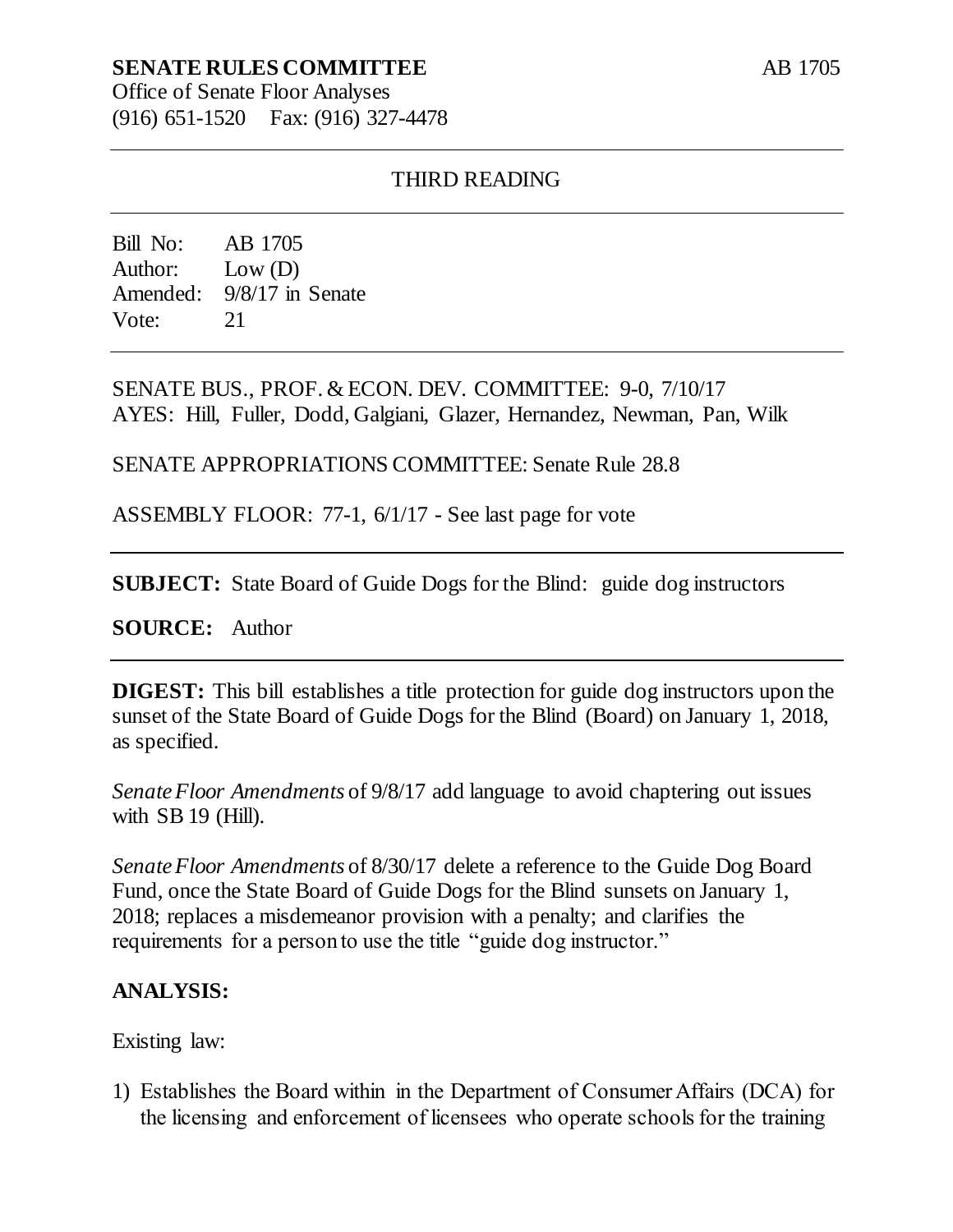**SENATE RULES COMMITTEE** AB 1705

Office of Senate Floor Analyses
(916) 651-1520 Fax: (916) 327-4478

---

THIRD READING

---

Bill No: AB 1705
Author: Low (D)
Amended: 9/8/17 in Senate
Vote: 21

---

SENATE BUS., PROF. & ECON. DEV. COMMITTEE: 9-0, 7/10/17
AYES: Hill, Fuller, Dodd, Galgiani, Glazer, Hernandez, Newman, Pan, Wilk

SENATE APPROPRIATIONS COMMITTEE: Senate Rule 28.8

ASSEMBLY FLOOR: 77-1, 6/1/17 - See last page for vote

---

**SUBJECT:** State Board of Guide Dogs for the Blind: guide dog instructors

**SOURCE:** Author

---

**DIGEST:** This bill establishes a title protection for guide dog instructors upon the sunset of the State Board of Guide Dogs for the Blind (Board) on January 1, 2018, as specified.

*Senate Floor Amendments* of 9/8/17 add language to avoid chaptering out issues with SB 19 (Hill).

*Senate Floor Amendments* of 8/30/17 delete a reference to the Guide Dog Board Fund, once the State Board of Guide Dogs for the Blind sunsets on January 1, 2018; replaces a misdemeanor provision with a penalty; and clarifies the requirements for a person to use the title "guide dog instructor."

**ANALYSIS:**

Existing law:

1) Establishes the Board within in the Department of Consumer Affairs (DCA) for the licensing and enforcement of licensees who operate schools for the training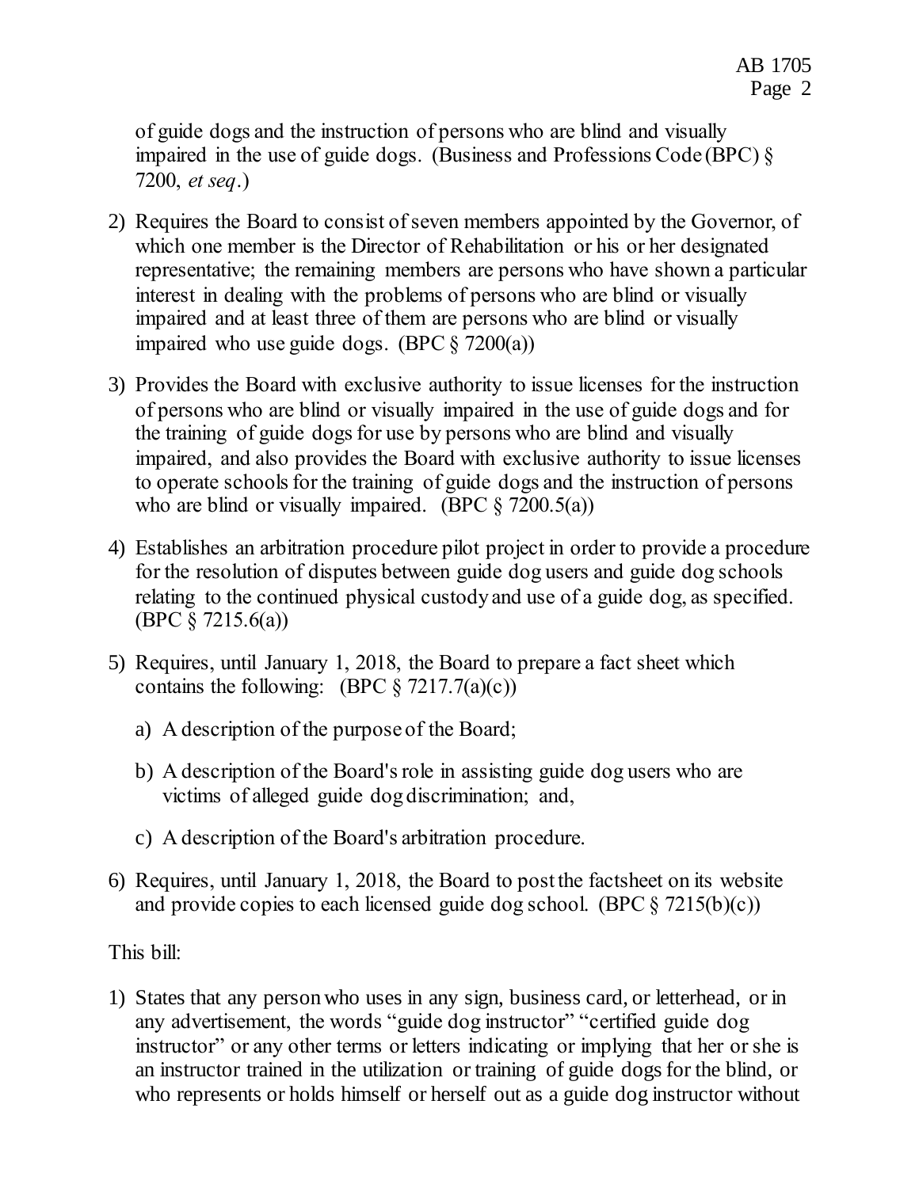of guide dogs and the instruction of persons who are blind and visually impaired in the use of guide dogs. (Business and Professions Code (BPC) § 7200, *et seq*.)

2) Requires the Board to consist of seven members appointed by the Governor, of which one member is the Director of Rehabilitation or his or her designated representative; the remaining members are persons who have shown a particular interest in dealing with the problems of persons who are blind or visually impaired and at least three of them are persons who are blind or visually impaired who use guide dogs. (BPC § 7200(a))

3) Provides the Board with exclusive authority to issue licenses for the instruction of persons who are blind or visually impaired in the use of guide dogs and for the training of guide dogs for use by persons who are blind and visually impaired, and also provides the Board with exclusive authority to issue licenses to operate schools for the training of guide dogs and the instruction of persons who are blind or visually impaired. (BPC § 7200.5(a))

4) Establishes an arbitration procedure pilot project in order to provide a procedure for the resolution of disputes between guide dog users and guide dog schools relating to the continued physical custody and use of a guide dog, as specified. (BPC § 7215.6(a))

5) Requires, until January 1, 2018, the Board to prepare a fact sheet which contains the following: (BPC § 7217.7(a)(c))

   a) A description of the purpose of the Board;

   b) A description of the Board's role in assisting guide dog users who are victims of alleged guide dog discrimination; and,

   c) A description of the Board's arbitration procedure.

6) Requires, until January 1, 2018, the Board to post the factsheet on its website and provide copies to each licensed guide dog school. (BPC § 7215(b)(c))

This bill:

1) States that any person who uses in any sign, business card, or letterhead, or in any advertisement, the words "guide dog instructor" "certified guide dog instructor" or any other terms or letters indicating or implying that her or she is an instructor trained in the utilization or training of guide dogs for the blind, or who represents or holds himself or herself out as a guide dog instructor without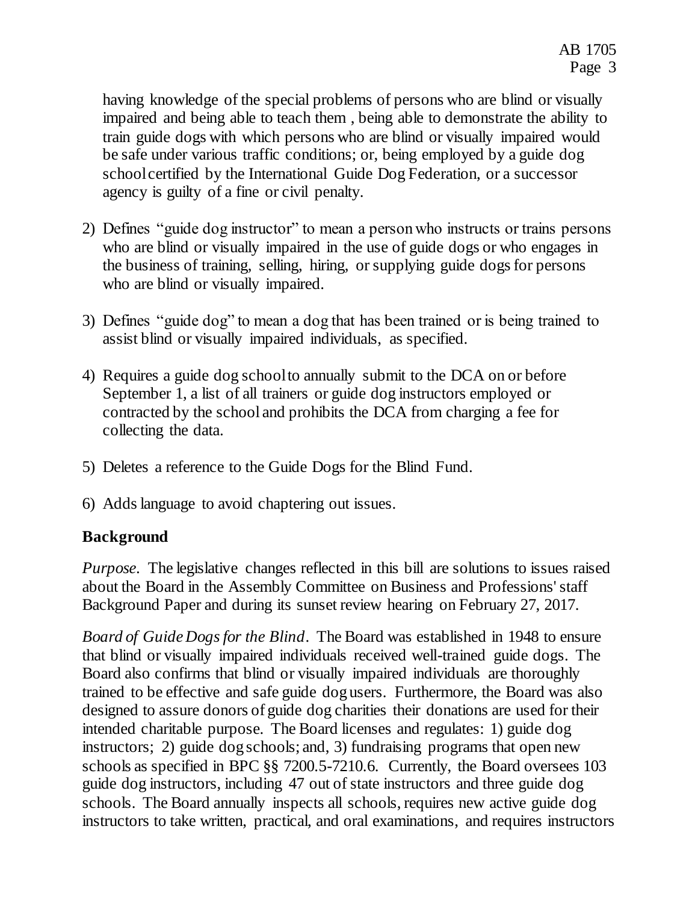having knowledge of the special problems of persons who are blind or visually impaired and being able to teach them , being able to demonstrate the ability to train guide dogs with which persons who are blind or visually impaired would be safe under various traffic conditions; or, being employed by a guide dog school certified by the International Guide Dog Federation, or a successor agency is guilty of a fine or civil penalty.

2) Defines "guide dog instructor" to mean a person who instructs or trains persons who are blind or visually impaired in the use of guide dogs or who engages in the business of training, selling, hiring, or supplying guide dogs for persons who are blind or visually impaired.

3) Defines "guide dog" to mean a dog that has been trained or is being trained to assist blind or visually impaired individuals, as specified.

4) Requires a guide dog school to annually submit to the DCA on or before September 1, a list of all trainers or guide dog instructors employed or contracted by the school and prohibits the DCA from charging a fee for collecting the data.

5) Deletes a reference to the Guide Dogs for the Blind Fund.

6) Adds language to avoid chaptering out issues.

**Background**

*Purpose.* The legislative changes reflected in this bill are solutions to issues raised about the Board in the Assembly Committee on Business and Professions' staff Background Paper and during its sunset review hearing on February 27, 2017.

*Board of Guide Dogs for the Blind.* The Board was established in 1948 to ensure that blind or visually impaired individuals received well-trained guide dogs. The Board also confirms that blind or visually impaired individuals are thoroughly trained to be effective and safe guide dog users. Furthermore, the Board was also designed to assure donors of guide dog charities their donations are used for their intended charitable purpose. The Board licenses and regulates: 1) guide dog instructors; 2) guide dog schools; and, 3) fundraising programs that open new schools as specified in BPC §§ 7200.5-7210.6. Currently, the Board oversees 103 guide dog instructors, including 47 out of state instructors and three guide dog schools. The Board annually inspects all schools, requires new active guide dog instructors to take written, practical, and oral examinations, and requires instructors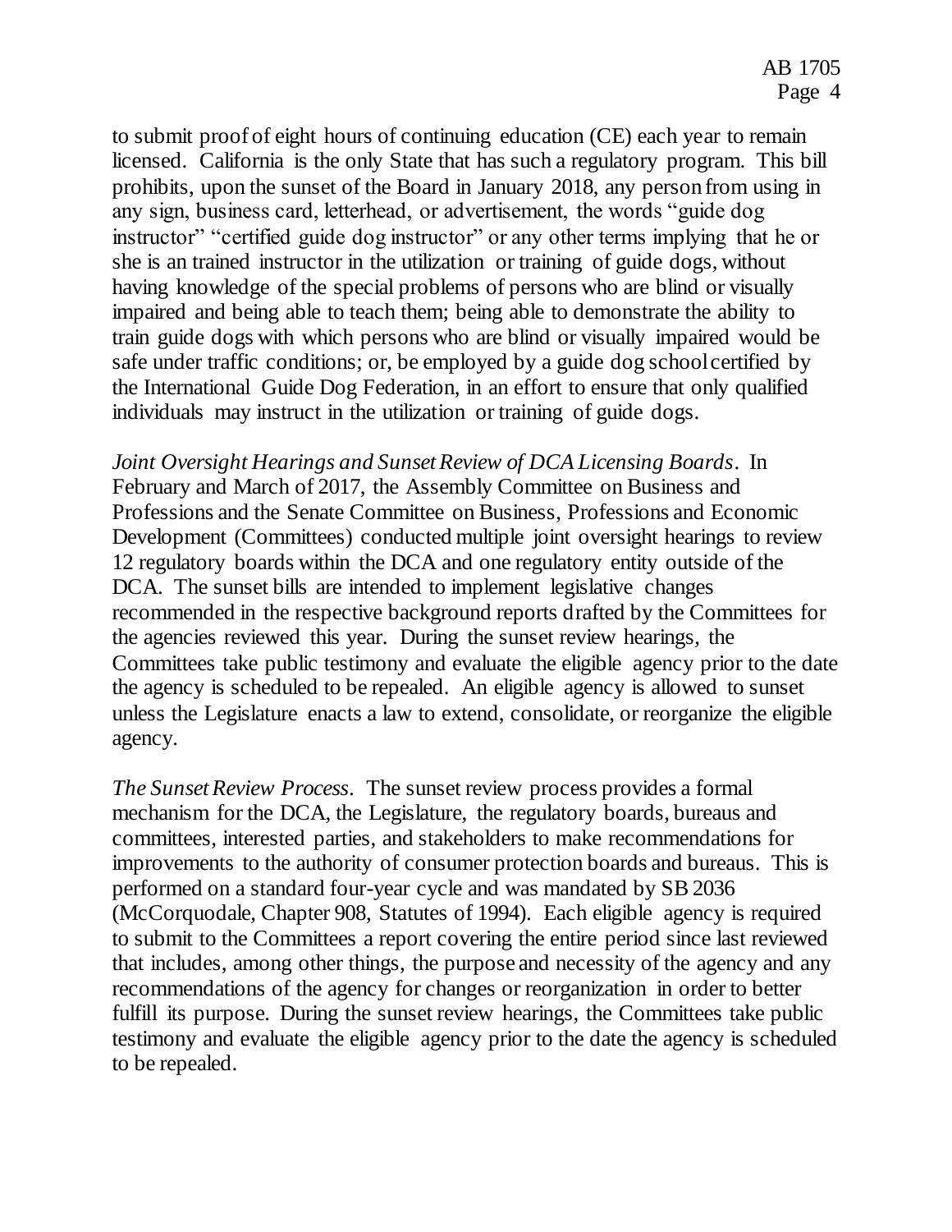to submit proof of eight hours of continuing education (CE) each year to remain licensed. California is the only State that has such a regulatory program. This bill prohibits, upon the sunset of the Board in January 2018, any person from using in any sign, business card, letterhead, or advertisement, the words "guide dog instructor" "certified guide dog instructor" or any other terms implying that he or she is an trained instructor in the utilization or training of guide dogs, without having knowledge of the special problems of persons who are blind or visually impaired and being able to teach them; being able to demonstrate the ability to train guide dogs with which persons who are blind or visually impaired would be safe under traffic conditions; or, be employed by a guide dog school certified by the International Guide Dog Federation, in an effort to ensure that only qualified individuals may instruct in the utilization or training of guide dogs.

*Joint Oversight Hearings and Sunset Review of DCA Licensing Boards*. In February and March of 2017, the Assembly Committee on Business and Professions and the Senate Committee on Business, Professions and Economic Development (Committees) conducted multiple joint oversight hearings to review 12 regulatory boards within the DCA and one regulatory entity outside of the DCA. The sunset bills are intended to implement legislative changes recommended in the respective background reports drafted by the Committees for the agencies reviewed this year. During the sunset review hearings, the Committees take public testimony and evaluate the eligible agency prior to the date the agency is scheduled to be repealed. An eligible agency is allowed to sunset unless the Legislature enacts a law to extend, consolidate, or reorganize the eligible agency.

*The Sunset Review Process*. The sunset review process provides a formal mechanism for the DCA, the Legislature, the regulatory boards, bureaus and committees, interested parties, and stakeholders to make recommendations for improvements to the authority of consumer protection boards and bureaus. This is performed on a standard four-year cycle and was mandated by SB 2036 (McCorquodale, Chapter 908, Statutes of 1994). Each eligible agency is required to submit to the Committees a report covering the entire period since last reviewed that includes, among other things, the purpose and necessity of the agency and any recommendations of the agency for changes or reorganization in order to better fulfill its purpose. During the sunset review hearings, the Committees take public testimony and evaluate the eligible agency prior to the date the agency is scheduled to be repealed.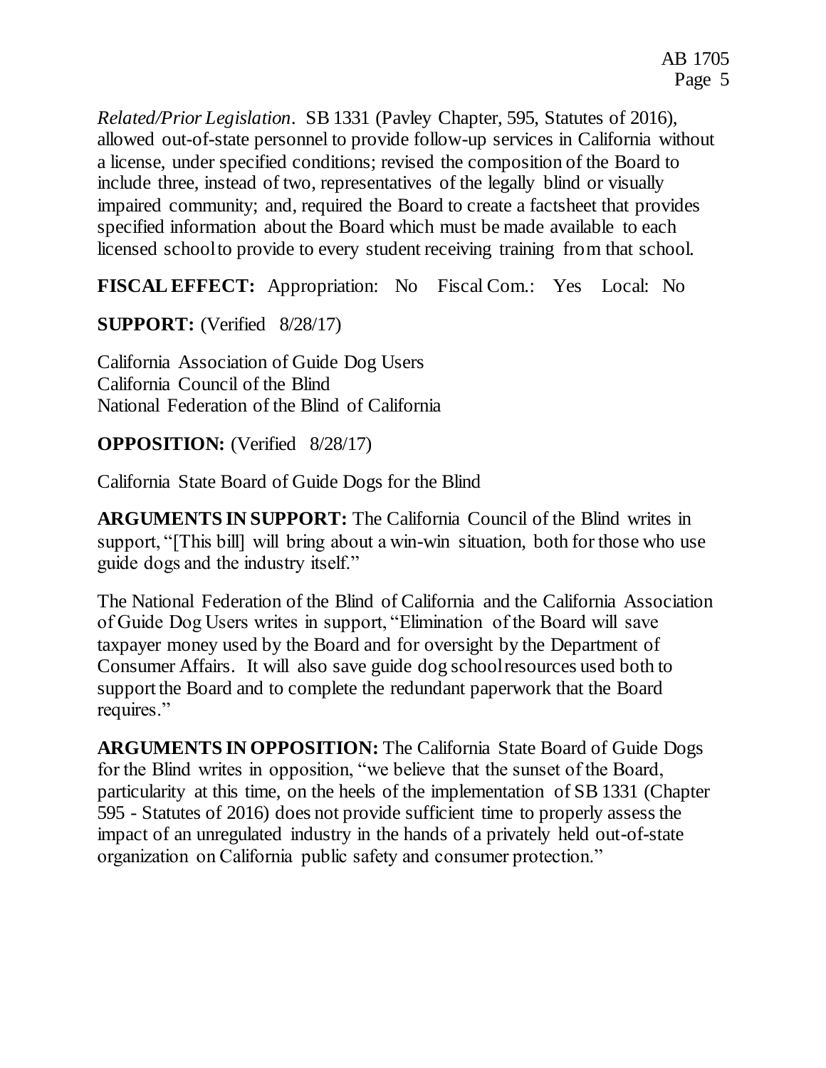*Related/Prior Legislation*. SB 1331 (Pavley Chapter, 595, Statutes of 2016), allowed out-of-state personnel to provide follow-up services in California without a license, under specified conditions; revised the composition of the Board to include three, instead of two, representatives of the legally blind or visually impaired community; and, required the Board to create a factsheet that provides specified information about the Board which must be made available to each licensed school to provide to every student receiving training from that school.

**FISCAL EFFECT:** Appropriation: No Fiscal Com.: Yes Local: No

**SUPPORT:** (Verified 8/28/17)

California Association of Guide Dog Users
California Council of the Blind
National Federation of the Blind of California

**OPPOSITION:** (Verified 8/28/17)

California State Board of Guide Dogs for the Blind

**ARGUMENTS IN SUPPORT:** The California Council of the Blind writes in support, "[This bill] will bring about a win-win situation, both for those who use guide dogs and the industry itself."

The National Federation of the Blind of California and the California Association of Guide Dog Users writes in support, "Elimination of the Board will save taxpayer money used by the Board and for oversight by the Department of Consumer Affairs. It will also save guide dog school resources used both to support the Board and to complete the redundant paperwork that the Board requires."

**ARGUMENTS IN OPPOSITION:** The California State Board of Guide Dogs for the Blind writes in opposition, "we believe that the sunset of the Board, particularity at this time, on the heels of the implementation of SB 1331 (Chapter 595 - Statutes of 2016) does not provide sufficient time to properly assess the impact of an unregulated industry in the hands of a privately held out-of-state organization on California public safety and consumer protection."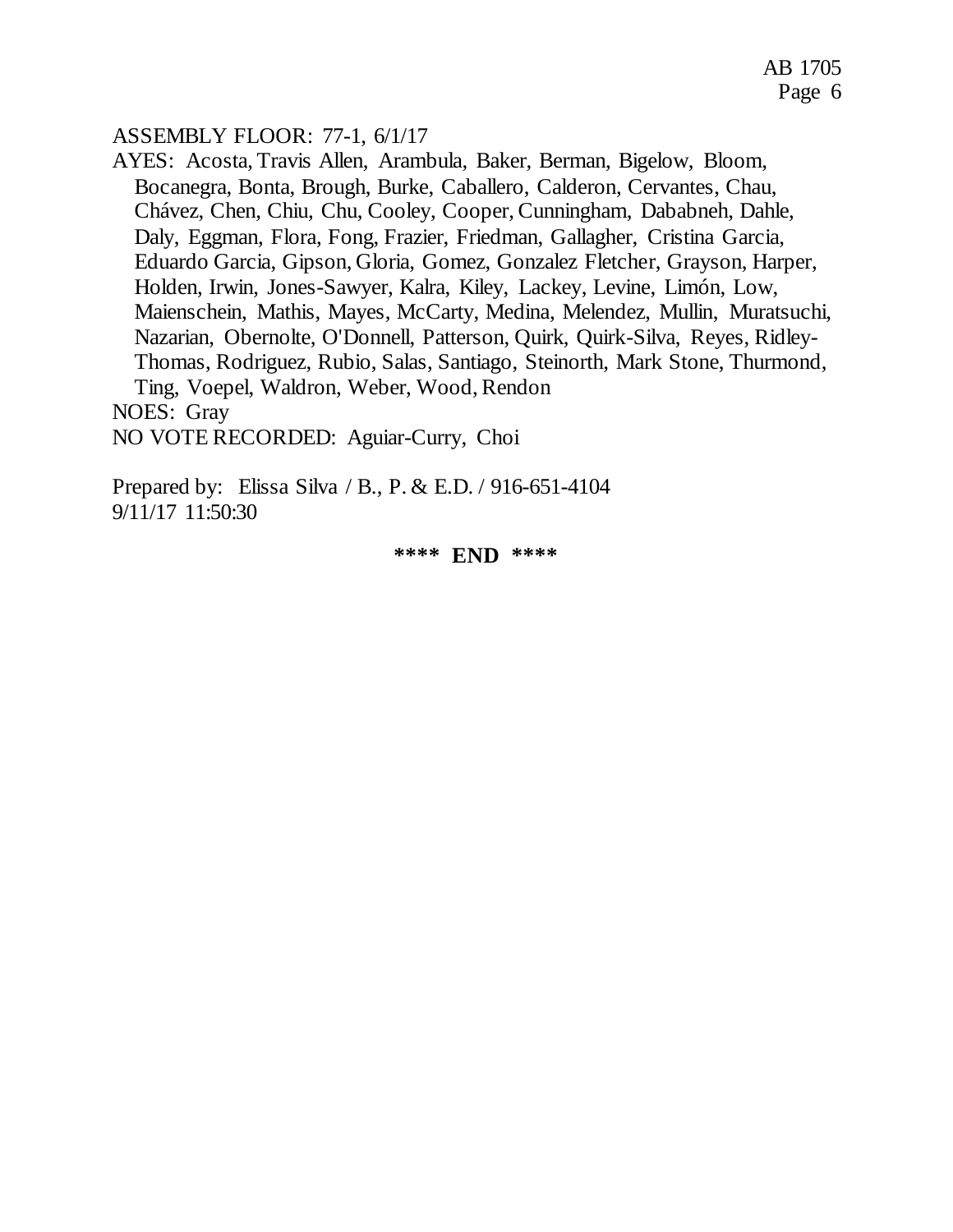ASSEMBLY FLOOR: 77-1, 6/1/17

AYES: Acosta, Travis Allen, Arambula, Baker, Berman, Bigelow, Bloom, Bocanegra, Bonta, Brough, Burke, Caballero, Calderon, Cervantes, Chau, Chávez, Chen, Chiu, Chu, Cooley, Cooper, Cunningham, Dababneh, Dahle, Daly, Eggman, Flora, Fong, Frazier, Friedman, Gallagher, Cristina Garcia, Eduardo Garcia, Gipson, Gloria, Gomez, Gonzalez Fletcher, Grayson, Harper, Holden, Irwin, Jones-Sawyer, Kalra, Kiley, Lackey, Levine, Limón, Low, Maienschein, Mathis, Mayes, McCarty, Medina, Melendez, Mullin, Muratsuchi, Nazarian, Obernolte, O'Donnell, Patterson, Quirk, Quirk-Silva, Reyes, Ridley-Thomas, Rodriguez, Rubio, Salas, Santiago, Steinorth, Mark Stone, Thurmond, Ting, Voepel, Waldron, Weber, Wood, Rendon

NOES: Gray

NO VOTE RECORDED: Aguiar-Curry, Choi

Prepared by: Elissa Silva / B., P. & E.D. / 916-651-4104
9/11/17 11:50:30

**\*\*\*\* END \*\*\*\***